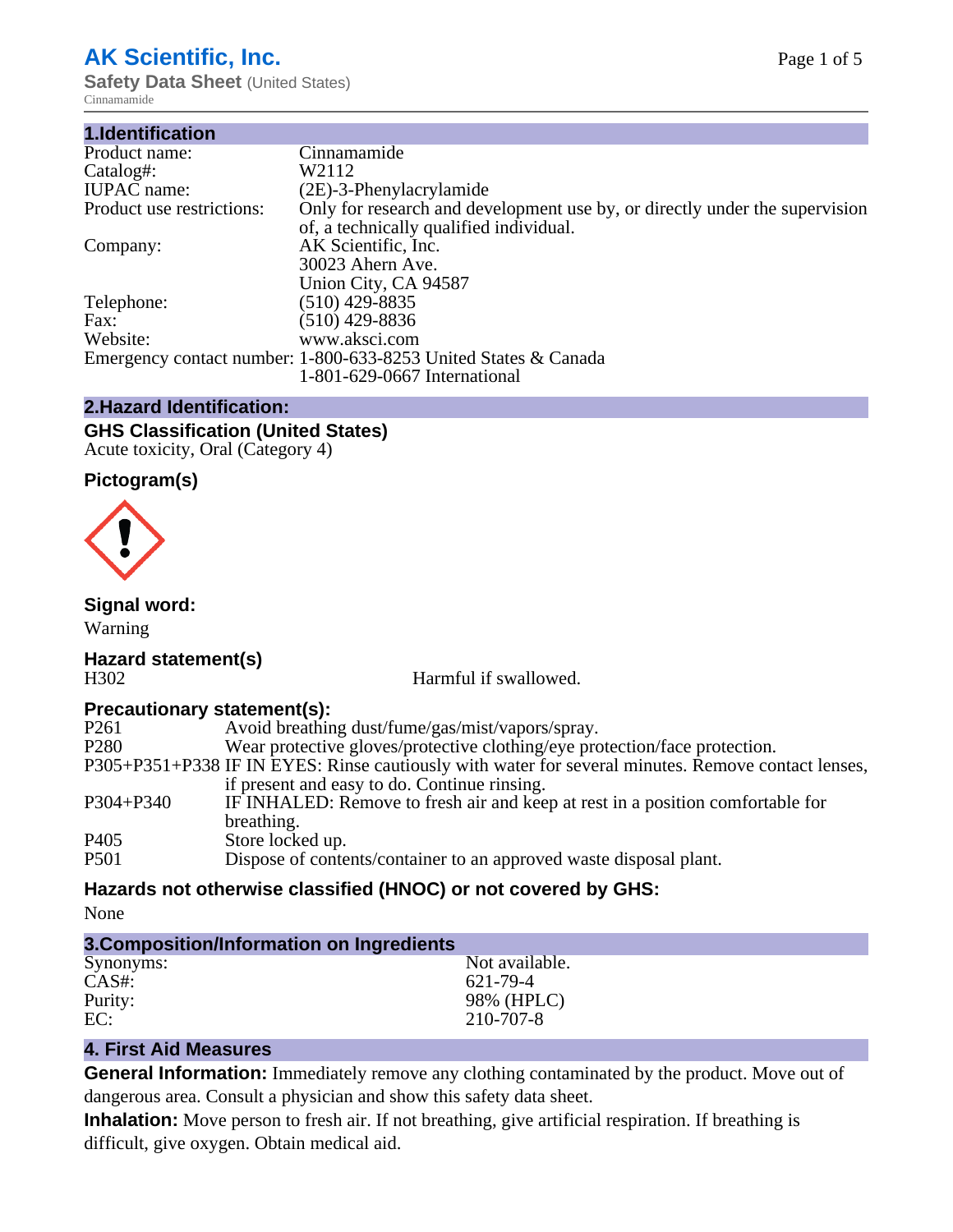# AK Scientific, Inc.

**Safety Data Sheet** (United States)

Cinnamamide

## 1.Identification

| | |
|---|---|
| Product name: | Cinnamamide |
| Catalog#: | W2112 |
| IUPAC name: | (2E)-3-Phenylacrylamide |
| Product use restrictions: | Only for research and development use by, or directly under the supervision of, a technically qualified individual. |
| Company: | AK Scientific, Inc.<br>30023 Ahern Ave.<br>Union City, CA 94587 |
| Telephone: | (510) 429-8835 |
| Fax: | (510) 429-8836 |
| Website: | www.aksci.com |
| Emergency contact number: | 1-800-633-8253 United States & Canada<br>1-801-629-0667 International |

## 2.Hazard Identification:

### GHS Classification (United States)

Acute toxicity, Oral (Category 4)

### Pictogram(s)

### Signal word:

Warning

### Hazard statement(s)

| | |
|---|---|
| H302 | Harmful if swallowed. |

### Precautionary statement(s):

| | |
|---|---|
| P261 | Avoid breathing dust/fume/gas/mist/vapors/spray. |
| P280 | Wear protective gloves/protective clothing/eye protection/face protection. |
| P305+P351+P338 | IF IN EYES: Rinse cautiously with water for several minutes. Remove contact lenses, if present and easy to do. Continue rinsing. |
| P304+P340 | IF INHALED: Remove to fresh air and keep at rest in a position comfortable for breathing. |
| P405 | Store locked up. |
| P501 | Dispose of contents/container to an approved waste disposal plant. |

### Hazards not otherwise classified (HNOC) or not covered by GHS:

None

## 3.Composition/Information on Ingredients

| | |
|---|---|
| Synonyms: | Not available. |
| CAS#: | 621-79-4 |
| Purity: | 98% (HPLC) |
| EC: | 210-707-8 |

## 4. First Aid Measures

**General Information:** Immediately remove any clothing contaminated by the product. Move out of dangerous area. Consult a physician and show this safety data sheet.

**Inhalation:** Move person to fresh air. If not breathing, give artificial respiration. If breathing is difficult, give oxygen. Obtain medical aid.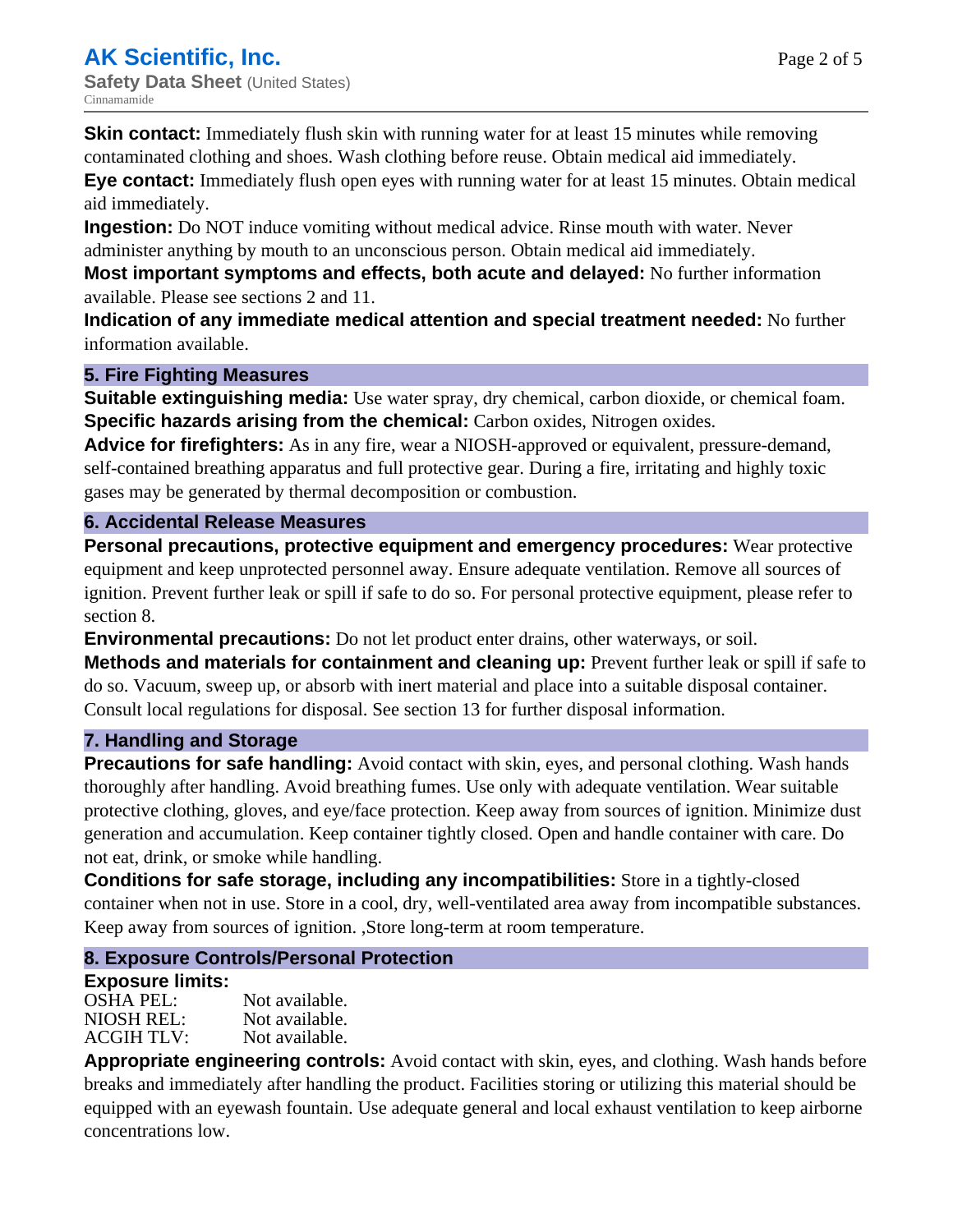**Skin contact:** Immediately flush skin with running water for at least 15 minutes while removing contaminated clothing and shoes. Wash clothing before reuse. Obtain medical aid immediately.
**Eye contact:** Immediately flush open eyes with running water for at least 15 minutes. Obtain medical aid immediately.
**Ingestion:** Do NOT induce vomiting without medical advice. Rinse mouth with water. Never administer anything by mouth to an unconscious person. Obtain medical aid immediately.
**Most important symptoms and effects, both acute and delayed:** No further information available. Please see sections 2 and 11.
**Indication of any immediate medical attention and special treatment needed:** No further information available.

## 5. Fire Fighting Measures

**Suitable extinguishing media:** Use water spray, dry chemical, carbon dioxide, or chemical foam.
**Specific hazards arising from the chemical:** Carbon oxides, Nitrogen oxides.
**Advice for firefighters:** As in any fire, wear a NIOSH-approved or equivalent, pressure-demand, self-contained breathing apparatus and full protective gear. During a fire, irritating and highly toxic gases may be generated by thermal decomposition or combustion.

## 6. Accidental Release Measures

**Personal precautions, protective equipment and emergency procedures:** Wear protective equipment and keep unprotected personnel away. Ensure adequate ventilation. Remove all sources of ignition. Prevent further leak or spill if safe to do so. For personal protective equipment, please refer to section 8.
**Environmental precautions:** Do not let product enter drains, other waterways, or soil.
**Methods and materials for containment and cleaning up:** Prevent further leak or spill if safe to do so. Vacuum, sweep up, or absorb with inert material and place into a suitable disposal container. Consult local regulations for disposal. See section 13 for further disposal information.

## 7. Handling and Storage

**Precautions for safe handling:** Avoid contact with skin, eyes, and personal clothing. Wash hands thoroughly after handling. Avoid breathing fumes. Use only with adequate ventilation. Wear suitable protective clothing, gloves, and eye/face protection. Keep away from sources of ignition. Minimize dust generation and accumulation. Keep container tightly closed. Open and handle container with care. Do not eat, drink, or smoke while handling.
**Conditions for safe storage, including any incompatibilities:** Store in a tightly-closed container when not in use. Store in a cool, dry, well-ventilated area away from incompatible substances. Keep away from sources of ignition. ,Store long-term at room temperature.

## 8. Exposure Controls/Personal Protection

**Exposure limits:**

| | |
|---|---|
| OSHA PEL: | Not available. |
| NIOSH REL: | Not available. |
| ACGIH TLV: | Not available. |

**Appropriate engineering controls:** Avoid contact with skin, eyes, and clothing. Wash hands before breaks and immediately after handling the product. Facilities storing or utilizing this material should be equipped with an eyewash fountain. Use adequate general and local exhaust ventilation to keep airborne concentrations low.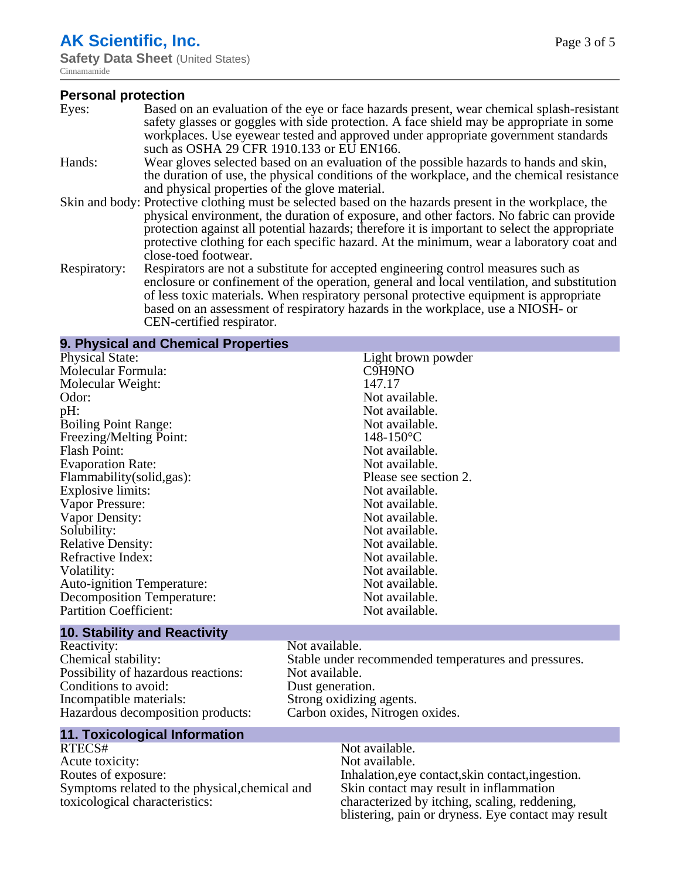## Personal protection

| | |
|---|---|
| Eyes: | Based on an evaluation of the eye or face hazards present, wear chemical splash-resistant safety glasses or goggles with side protection. A face shield may be appropriate in some workplaces. Use eyewear tested and approved under appropriate government standards such as OSHA 29 CFR 1910.133 or EU EN166. |
| Hands: | Wear gloves selected based on an evaluation of the possible hazards to hands and skin, the duration of use, the physical conditions of the workplace, and the chemical resistance and physical properties of the glove material. |
| Skin and body: | Protective clothing must be selected based on the hazards present in the workplace, the physical environment, the duration of exposure, and other factors. No fabric can provide protection against all potential hazards; therefore it is important to select the appropriate protective clothing for each specific hazard. At the minimum, wear a laboratory coat and close-toed footwear. |
| Respiratory: | Respirators are not a substitute for accepted engineering control measures such as enclosure or confinement of the operation, general and local ventilation, and substitution of less toxic materials. When respiratory personal protective equipment is appropriate based on an assessment of respiratory hazards in the workplace, use a NIOSH- or CEN-certified respirator. |

## 9. Physical and Chemical Properties

| | |
|---|---|
| Physical State: | Light brown powder |
| Molecular Formula: | $C_9H_9NO$ |
| Molecular Weight: | 147.17 |
| Odor: | Not available. |
| pH: | Not available. |
| Boiling Point Range: | Not available. |
| Freezing/Melting Point: | 148-150°C |
| Flash Point: | Not available. |
| Evaporation Rate: | Not available. |
| Flammability(solid,gas): | Please see section 2. |
| Explosive limits: | Not available. |
| Vapor Pressure: | Not available. |
| Vapor Density: | Not available. |
| Solubility: | Not available. |
| Relative Density: | Not available. |
| Refractive Index: | Not available. |
| Volatility: | Not available. |
| Auto-ignition Temperature: | Not available. |
| Decomposition Temperature: | Not available. |
| Partition Coefficient: | Not available. |

## 10. Stability and Reactivity

| | |
|---|---|
| Reactivity: | Not available. |
| Chemical stability: | Stable under recommended temperatures and pressures. |
| Possibility of hazardous reactions: | Not available. |
| Conditions to avoid: | Dust generation. |
| Incompatible materials: | Strong oxidizing agents. |
| Hazardous decomposition products: | Carbon oxides, Nitrogen oxides. |

## 11. Toxicological Information

| | |
|---|---|
| RTECS# | Not available. |
| Acute toxicity: | Not available. |
| Routes of exposure: | Inhalation,eye contact,skin contact,ingestion. |
| Symptoms related to the physical,chemical and toxicological characteristics: | Skin contact may result in inflammation characterized by itching, scaling, reddening, blistering, pain or dryness. Eye contact may result |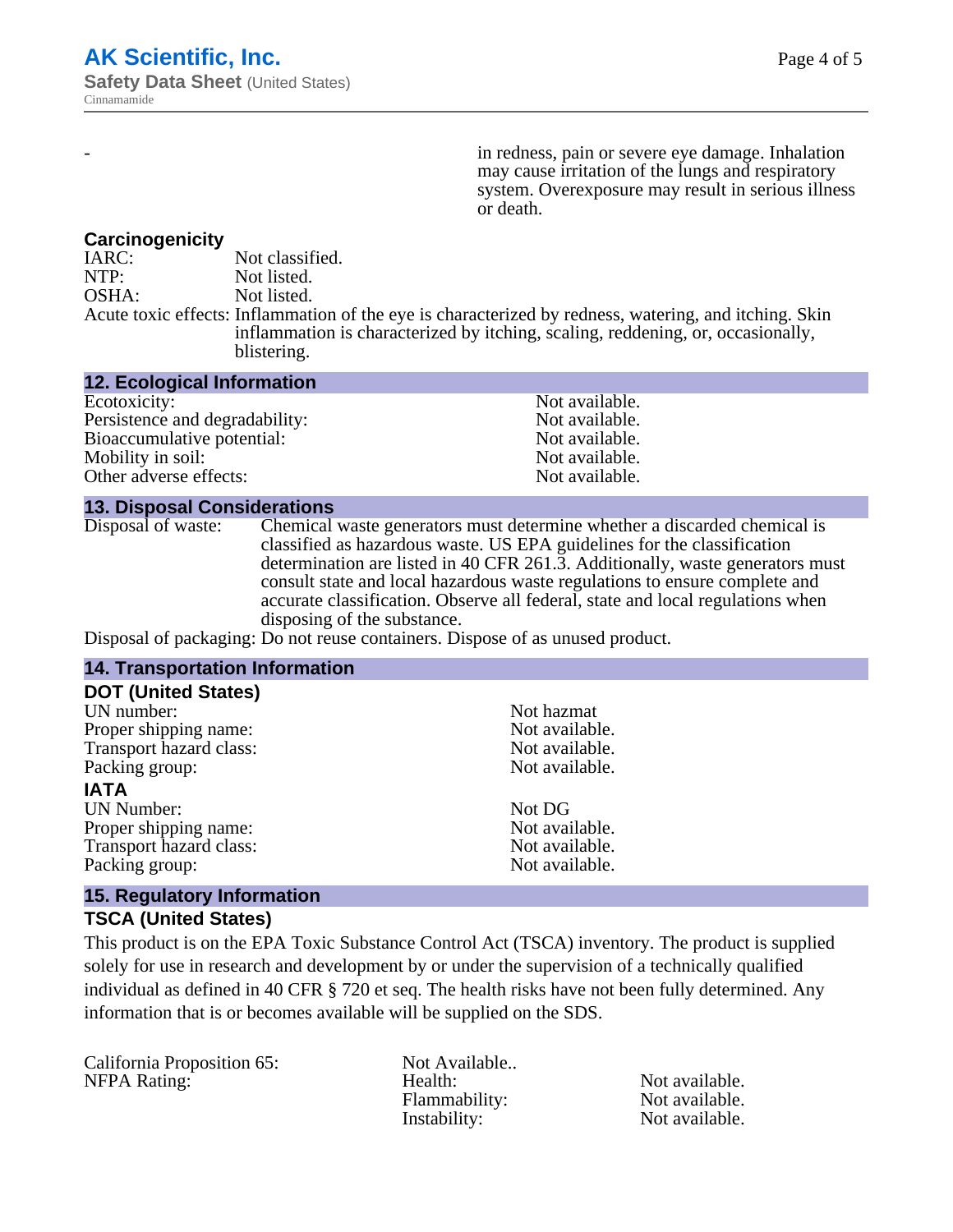- in redness, pain or severe eye damage. Inhalation may cause irritation of the lungs and respiratory system. Overexposure may result in serious illness or death.

### Carcinogenicity

IARC: Not classified.
NTP: Not listed.
OSHA: Not listed.
Acute toxic effects: Inflammation of the eye is characterized by redness, watering, and itching. Skin inflammation is characterized by itching, scaling, reddening, or, occasionally, blistering.

## 12. Ecological Information

| | |
|---|---|
| Ecotoxicity: | Not available. |
| Persistence and degradability: | Not available. |
| Bioaccumulative potential: | Not available. |
| Mobility in soil: | Not available. |
| Other adverse effects: | Not available. |

## 13. Disposal Considerations

Disposal of waste: Chemical waste generators must determine whether a discarded chemical is classified as hazardous waste. US EPA guidelines for the classification determination are listed in 40 CFR 261.3. Additionally, waste generators must consult state and local hazardous waste regulations to ensure complete and accurate classification. Observe all federal, state and local regulations when disposing of the substance.

Disposal of packaging: Do not reuse containers. Dispose of as unused product.

## 14. Transportation Information

### DOT (United States)

| | |
|---|---|
| UN number: | Not hazmat |
| Proper shipping name: | Not available. |
| Transport hazard class: | Not available. |
| Packing group: | Not available. |

### IATA

| | |
|---|---|
| UN Number: | Not DG |
| Proper shipping name: | Not available. |
| Transport hazard class: | Not available. |
| Packing group: | Not available. |

## 15. Regulatory Information

### TSCA (United States)

This product is on the EPA Toxic Substance Control Act (TSCA) inventory. The product is supplied solely for use in research and development by or under the supervision of a technically qualified individual as defined in 40 CFR § 720 et seq. The health risks have not been fully determined. Any information that is or becomes available will be supplied on the SDS.

| | | |
|---|---|---|
| California Proposition 65: | Not Available.. | |
| NFPA Rating: | Health: | Not available. |
| | Flammability: | Not available. |
| | Instability: | Not available. |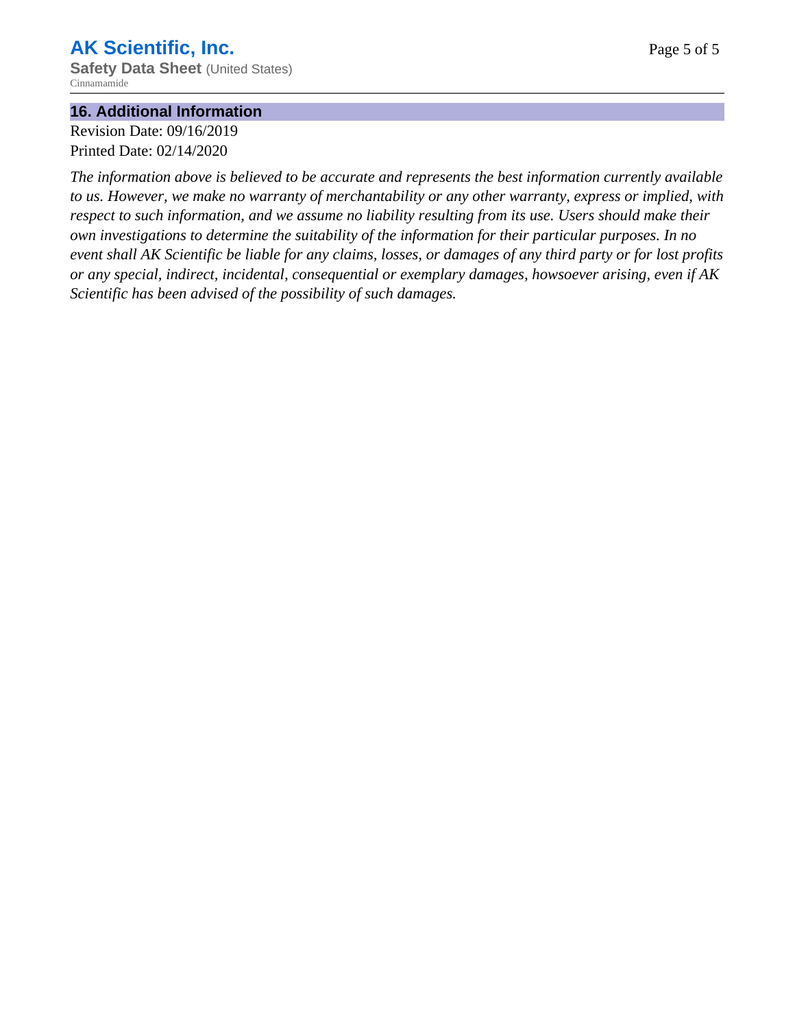## 16. Additional Information

Revision Date: 09/16/2019

Printed Date: 02/14/2020

*The information above is believed to be accurate and represents the best information currently available to us. However, we make no warranty of merchantability or any other warranty, express or implied, with respect to such information, and we assume no liability resulting from its use. Users should make their own investigations to determine the suitability of the information for their particular purposes. In no event shall AK Scientific be liable for any claims, losses, or damages of any third party or for lost profits or any special, indirect, incidental, consequential or exemplary damages, howsoever arising, even if AK Scientific has been advised of the possibility of such damages.*